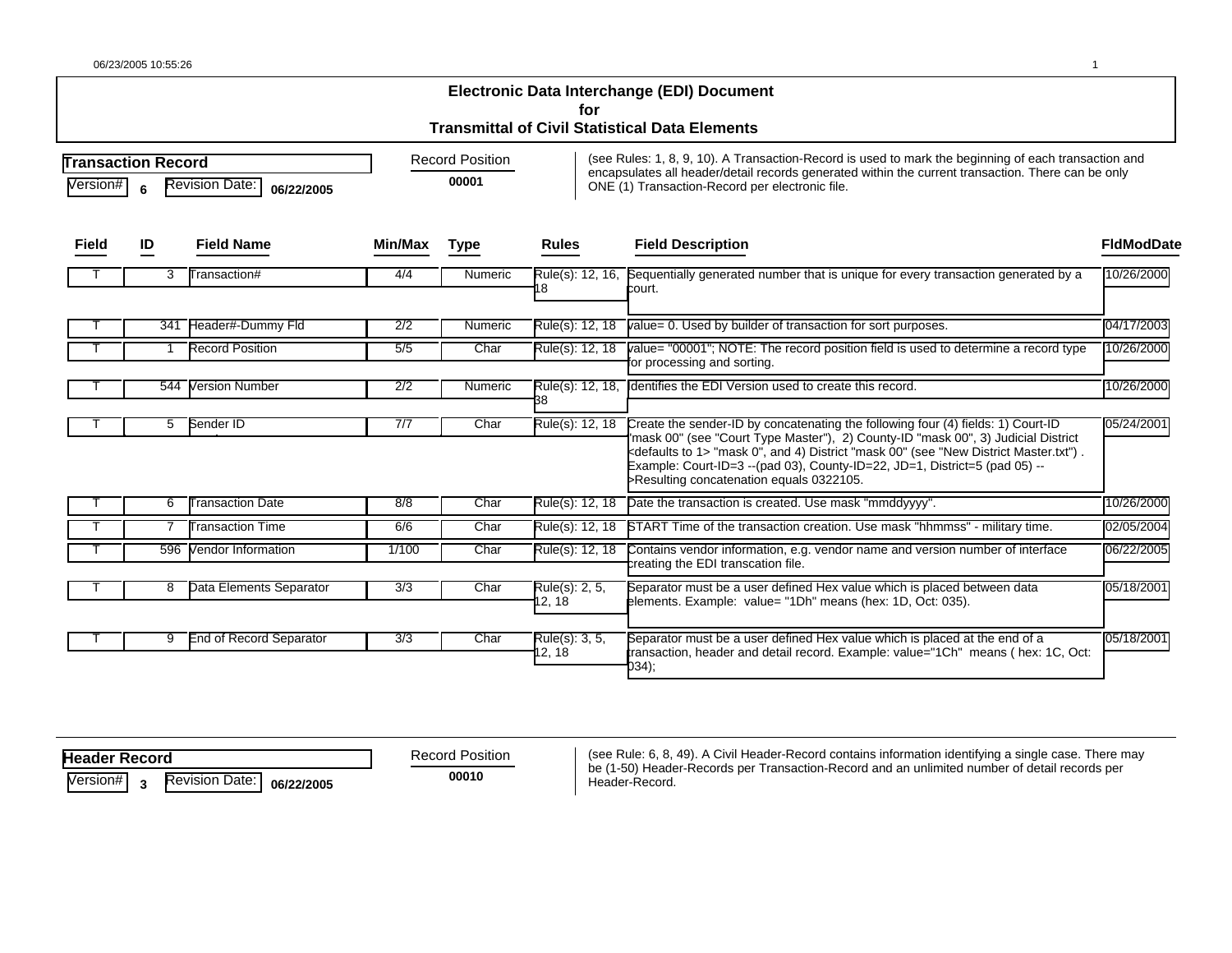# Electronic Data Interchange (EDI) Document for Transmittal of Civil Statistical Data Elements

## Transaction Record

Version# **6** Revision Date: **06/22/2005**

Record Position **00001**

(see Rules: 1, 8, 9, 10). A Transaction-Record is used to mark the beginning of each transaction and encapsulates all header/detail records generated within the current transaction. There can be only ONE (1) Transaction-Record per electronic file.

| Field | ID | Field Name | Min/Max | Type | Rules | Field Description | FldModDate |
|---|---|---|---|---|---|---|---|
| T | 3 | Transaction# | 4/4 | Numeric | Rule(s): 12, 16, 18 | Sequentially generated number that is unique for every transaction generated by a court. | 10/26/2000 |
| T | 341 | Header#-Dummy Fld | 2/2 | Numeric | Rule(s): 12, 18 | value= 0. Used by builder of transaction for sort purposes. | 04/17/2003 |
| T | 1 | Record Position | 5/5 | Char | Rule(s): 12, 18 | value= "00001"; NOTE: The record position field is used to determine a record type for processing and sorting. | 10/26/2000 |
| T | 544 | Version Number | 2/2 | Numeric | Rule(s): 12, 18, 38 | Identifies the EDI Version used to create this record. | 10/26/2000 |
| T | 5 | Sender ID | 7/7 | Char | Rule(s): 12, 18 | Create the sender-ID by concatenating the following four (4) fields: 1) Court-ID "mask 00" (see "Court Type Master"), 2) County-ID "mask 00", 3) Judicial District <defaults to 1> "mask 0", and 4) District "mask 00" (see "New District Master.txt") . Example: Court-ID=3 --(pad 03), County-ID=22, JD=1, District=5 (pad 05) -->Resulting concatenation equals 0322105. | 05/24/2001 |
| T | 6 | Transaction Date | 8/8 | Char | Rule(s): 12, 18 | Date the transaction is created. Use mask "mmddyyyy". | 10/26/2000 |
| T | 7 | Transaction Time | 6/6 | Char | Rule(s): 12, 18 | START Time of the transaction creation. Use mask "hhmmss" - military time. | 02/05/2004 |
| T | 596 | Vendor Information | 1/100 | Char | Rule(s): 12, 18 | Contains vendor information, e.g. vendor name and version number of interface creating the EDI transcation file. | 06/22/2005 |
| T | 8 | Data Elements Separator | 3/3 | Char | Rule(s): 2, 5, 12, 18 | Separator must be a user defined Hex value which is placed between data elements. Example: value= "1Dh" means (hex: 1D, Oct: 035). | 05/18/2001 |
| T | 9 | End of Record Separator | 3/3 | Char | Rule(s): 3, 5, 12, 18 | Separator must be a user defined Hex value which is placed at the end of a transaction, header and detail record. Example: value="1Ch" means ( hex: 1C, Oct: 034); | 05/18/2001 |

## Header Record

Version# **3** Revision Date: **06/22/2005**

Record Position **00010**

(see Rule: 6, 8, 49). A Civil Header-Record contains information identifying a single case. There may be (1-50) Header-Records per Transaction-Record and an unlimited number of detail records per Header-Record.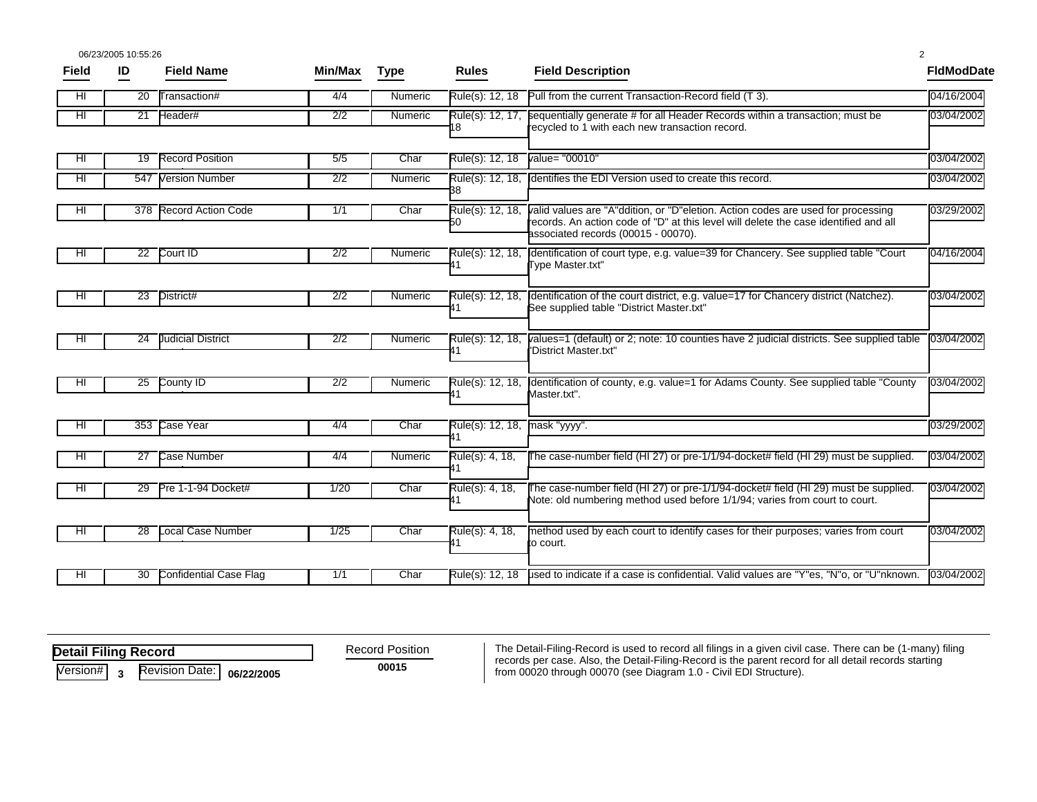| Field | ID | Field Name | Min/Max | Type | Rules | Field Description | FldModDate |
|---|---|---|---|---|---|---|---|
| HI | 20 | Transaction# | 4/4 | Numeric | Rule(s): 12, 18 | Pull from the current Transaction-Record field (T 3). | 04/16/2004 |
| HI | 21 | Header# | 2/2 | Numeric | Rule(s): 12, 17, 18 | sequentially generate # for all Header Records within a transaction; must be recycled to 1 with each new transaction record. | 03/04/2002 |
| HI | 19 | Record Position | 5/5 | Char | Rule(s): 12, 18 | value= "00010" | 03/04/2002 |
| HI | 547 | Version Number | 2/2 | Numeric | Rule(s): 12, 18, 38 | Identifies the EDI Version used to create this record. | 03/04/2002 |
| HI | 378 | Record Action Code | 1/1 | Char | Rule(s): 12, 18, 50 | valid values are "A"ddition, or "D"eletion. Action codes are used for processing records. An action code of "D" at this level will delete the case identified and all associated records (00015 - 00070). | 03/29/2002 |
| HI | 22 | Court ID | 2/2 | Numeric | Rule(s): 12, 18, 41 | Identification of court type, e.g. value=39 for Chancery. See supplied table "Court Type Master.txt" | 04/16/2004 |
| HI | 23 | District# | 2/2 | Numeric | Rule(s): 12, 18, 41 | Identification of the court district, e.g. value=17 for Chancery district (Natchez). See supplied table "District Master.txt" | 03/04/2002 |
| HI | 24 | Judicial District | 2/2 | Numeric | Rule(s): 12, 18, 41 | values=1 (default) or 2; note: 10 counties have 2 judicial districts. See supplied table "District Master.txt" | 03/04/2002 |
| HI | 25 | County ID | 2/2 | Numeric | Rule(s): 12, 18, 41 | Identification of county, e.g. value=1 for Adams County. See supplied table "County Master.txt". | 03/04/2002 |
| HI | 353 | Case Year | 4/4 | Char | Rule(s): 12, 18, 41 | mask "yyyy". | 03/29/2002 |
| HI | 27 | Case Number | 4/4 | Numeric | Rule(s): 4, 18, 41 | The case-number field (HI 27) or pre-1/1/94-docket# field (HI 29) must be supplied. | 03/04/2002 |
| HI | 29 | Pre 1-1-94 Docket# | 1/20 | Char | Rule(s): 4, 18, 41 | The case-number field (HI 27) or pre-1/1/94-docket# field (HI 29) must be supplied. Note: old numbering method used before 1/1/94; varies from court to court. | 03/04/2002 |
| HI | 28 | Local Case Number | 1/25 | Char | Rule(s): 4, 18, 41 | method used by each court to identify cases for their purposes; varies from court to court. | 03/04/2002 |
| HI | 30 | Confidential Case Flag | 1/1 | Char | Rule(s): 12, 18 | used to indicate if a case is confidential. Valid values are "Y"es, "N"o, or "U"nknown. | 03/04/2002 |

## Detail Filing Record

Version# 3 Revision Date: 06/22/2005

Record Position: 00015

The Detail-Filing-Record is used to record all filings in a given civil case. There can be (1-many) filing records per case. Also, the Detail-Filing-Record is the parent record for all detail records starting from 00020 through 00070 (see Diagram 1.0 - Civil EDI Structure).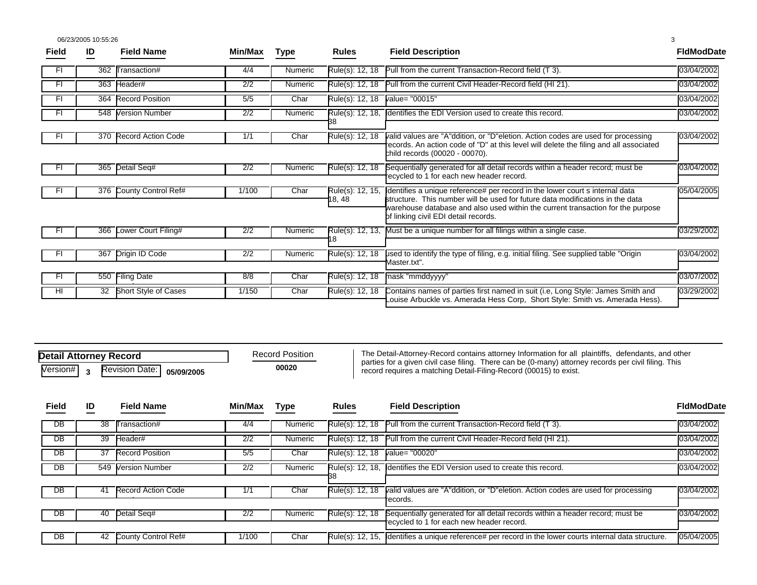| Field | ID | Field Name | Min/Max | Type | Rules | Field Description | FldModDate |
|---|---|---|---|---|---|---|---|
| FI | 362 | Transaction# | 4/4 | Numeric | Rule(s): 12, 18 | Pull from the current Transaction-Record field (T 3). | 03/04/2002 |
| FI | 363 | Header# | 2/2 | Numeric | Rule(s): 12, 18 | Pull from the current Civil Header-Record field (HI 21). | 03/04/2002 |
| FI | 364 | Record Position | 5/5 | Char | Rule(s): 12, 18 | value= "00015" | 03/04/2002 |
| FI | 548 | Version Number | 2/2 | Numeric | Rule(s): 12, 18, 38 | Identifies the EDI Version used to create this record. | 03/04/2002 |
| FI | 370 | Record Action Code | 1/1 | Char | Rule(s): 12, 18 | valid values are "A"ddition, or "D"eletion. Action codes are used for processing records. An action code of "D" at this level will delete the filing and all associated child records (00020 - 00070). | 03/04/2002 |
| FI | 365 | Detail Seq# | 2/2 | Numeric | Rule(s): 12, 18 | Sequentially generated for all detail records within a header record; must be recycled to 1 for each new header record. | 03/04/2002 |
| FI | 376 | County Control Ref# | 1/100 | Char | Rule(s): 12, 15, 18, 48 | Identifies a unique reference# per record in the lower court s internal data structure. This number will be used for future data modifications in the data warehouse database and also used within the current transaction for the purpose of linking civil EDI detail records. | 05/04/2005 |
| FI | 366 | Lower Court Filing# | 2/2 | Numeric | Rule(s): 12, 13, 18 | Must be a unique number for all filings within a single case. | 03/29/2002 |
| FI | 367 | Origin ID Code | 2/2 | Numeric | Rule(s): 12, 18 | used to identify the type of filing, e.g. initial filing. See supplied table "Origin Master.txt". | 03/04/2002 |
| FI | 550 | Filing Date | 8/8 | Char | Rule(s): 12, 18 | mask "mmddyyyy" | 03/07/2002 |
| HI | 32 | Short Style of Cases | 1/150 | Char | Rule(s): 12, 18 | Contains names of parties first named in suit (i.e, Long Style: James Smith and Louise Arbuckle vs. Amerada Hess Corp, Short Style: Smith vs. Amerada Hess). | 03/29/2002 |

## Detail Attorney Record

Version# **3** Revision Date: **05/09/2005**

Record Position **00020**

The Detail-Attorney-Record contains attorney Information for all plaintiffs, defendants, and other parties for a given civil case filing. There can be (0-many) attorney records per civil filing. This record requires a matching Detail-Filing-Record (00015) to exist.

| Field | ID | Field Name | Min/Max | Type | Rules | Field Description | FldModDate |
|---|---|---|---|---|---|---|---|
| DB | 38 | Transaction# | 4/4 | Numeric | Rule(s): 12, 18 | Pull from the current Transaction-Record field (T 3). | 03/04/2002 |
| DB | 39 | Header# | 2/2 | Numeric | Rule(s): 12, 18 | Pull from the current Civil Header-Record field (HI 21). | 03/04/2002 |
| DB | 37 | Record Position | 5/5 | Char | Rule(s): 12, 18 | value= "00020" | 03/04/2002 |
| DB | 549 | Version Number | 2/2 | Numeric | Rule(s): 12, 18, 38 | Identifies the EDI Version used to create this record. | 03/04/2002 |
| DB | 41 | Record Action Code | 1/1 | Char | Rule(s): 12, 18 | valid values are "A"ddition, or "D"eletion. Action codes are used for processing records. | 03/04/2002 |
| DB | 40 | Detail Seq# | 2/2 | Numeric | Rule(s): 12, 18 | Sequentially generated for all detail records within a header record; must be recycled to 1 for each new header record. | 03/04/2002 |
| DB | 42 | County Control Ref# | 1/100 | Char | Rule(s): 12, 15, | Identifies a unique reference# per record in the lower courts internal data structure. | 05/04/2005 |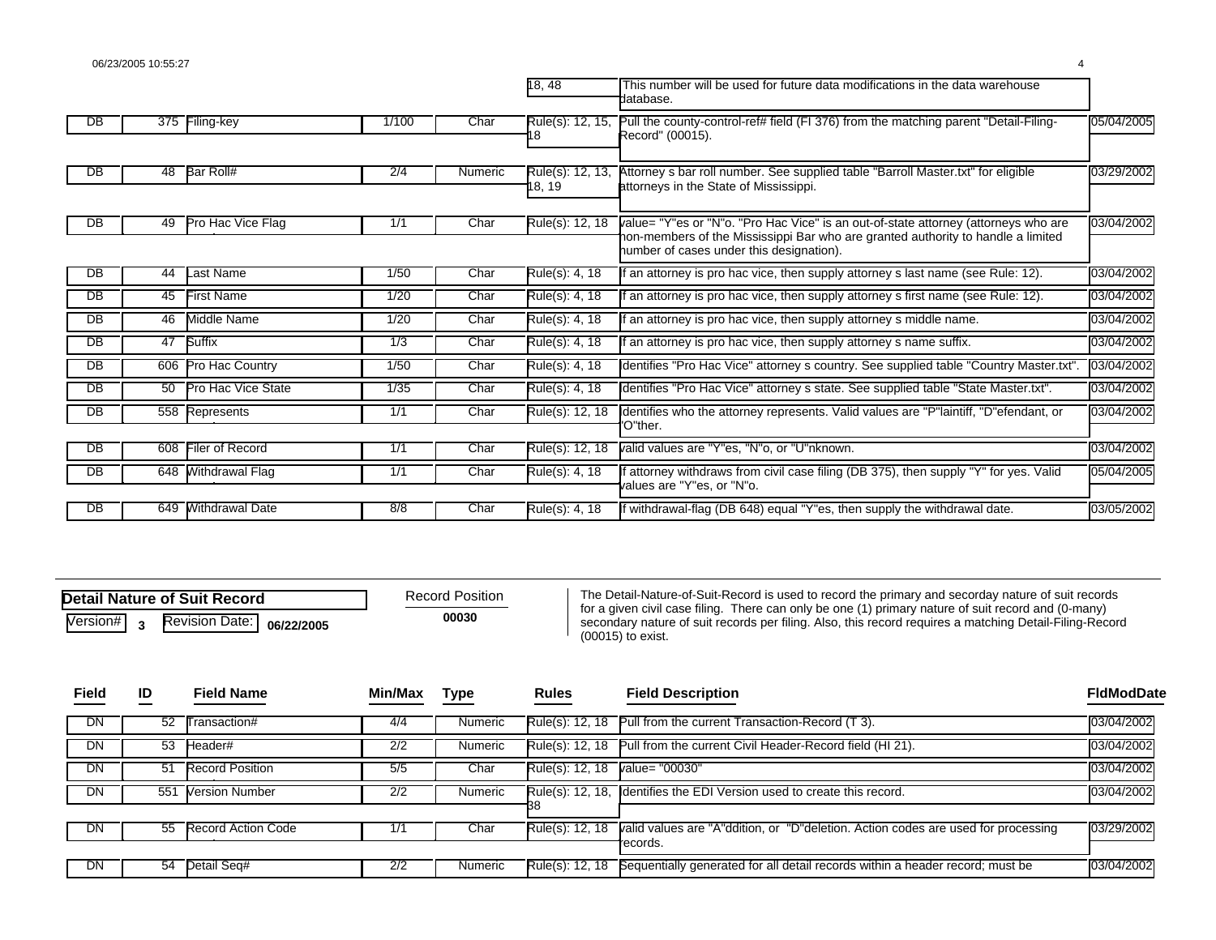| Field | ID | Field Name | Min/Max | Type | Rules | Field Description | FldModDate |
|---|---|---|---|---|---|---|---|
| | | | | | 18, 48 | This number will be used for future data modifications in the data warehouse database. | |
| DB | 375 | Filing-key | 1/100 | Char | Rule(s): 12, 15, 18 | Pull the county-control-ref# field (FI 376) from the matching parent "Detail-Filing-Record" (00015). | 05/04/2005 |
| DB | 48 | Bar Roll# | 2/4 | Numeric | Rule(s): 12, 13, 18, 19 | Attorney s bar roll number. See supplied table "Barroll Master.txt" for eligible attorneys in the State of Mississippi. | 03/29/2002 |
| DB | 49 | Pro Hac Vice Flag | 1/1 | Char | Rule(s): 12, 18 | value= "Y"es or "N"o. "Pro Hac Vice" is an out-of-state attorney (attorneys who are non-members of the Mississippi Bar who are granted authority to handle a limited number of cases under this designation). | 03/04/2002 |
| DB | 44 | Last Name | 1/50 | Char | Rule(s): 4, 18 | If an attorney is pro hac vice, then supply attorney s last name (see Rule: 12). | 03/04/2002 |
| DB | 45 | First Name | 1/20 | Char | Rule(s): 4, 18 | If an attorney is pro hac vice, then supply attorney s first name (see Rule: 12). | 03/04/2002 |
| DB | 46 | Middle Name | 1/20 | Char | Rule(s): 4, 18 | If an attorney is pro hac vice, then supply attorney s middle name. | 03/04/2002 |
| DB | 47 | Suffix | 1/3 | Char | Rule(s): 4, 18 | If an attorney is pro hac vice, then supply attorney s name suffix. | 03/04/2002 |
| DB | 606 | Pro Hac Country | 1/50 | Char | Rule(s): 4, 18 | Identifies "Pro Hac Vice" attorney s country. See supplied table "Country Master.txt". | 03/04/2002 |
| DB | 50 | Pro Hac Vice State | 1/35 | Char | Rule(s): 4, 18 | Identifies "Pro Hac Vice" attorney s state. See supplied table "State Master.txt". | 03/04/2002 |
| DB | 558 | Represents | 1/1 | Char | Rule(s): 12, 18 | Identifies who the attorney represents. Valid values are "P"laintiff, "D"efendant, or "O"ther. | 03/04/2002 |
| DB | 608 | Filer of Record | 1/1 | Char | Rule(s): 12, 18 | valid values are "Y"es, "N"o, or "U"nknown. | 03/04/2002 |
| DB | 648 | Withdrawal Flag | 1/1 | Char | Rule(s): 4, 18 | If attorney withdraws from civil case filing (DB 375), then supply "Y" for yes. Valid values are "Y"es, or "N"o. | 05/04/2005 |
| DB | 649 | Withdrawal Date | 8/8 | Char | Rule(s): 4, 18 | If withdrawal-flag (DB 648) equal "Y"es, then supply the withdrawal date. | 03/05/2002 |

## Detail Nature of Suit Record

Version# **3** Revision Date: **06/22/2005**

Record Position **00030**

The Detail-Nature-of-Suit-Record is used to record the primary and secorday nature of suit records for a given civil case filing. There can only be one (1) primary nature of suit record and (0-many) secondary nature of suit records per filing. Also, this record requires a matching Detail-Filing-Record (00015) to exist.

| Field | ID | Field Name | Min/Max | Type | Rules | Field Description | FldModDate |
|---|---|---|---|---|---|---|---|
| DN | 52 | Transaction# | 4/4 | Numeric | Rule(s): 12, 18 | Pull from the current Transaction-Record (T 3). | 03/04/2002 |
| DN | 53 | Header# | 2/2 | Numeric | Rule(s): 12, 18 | Pull from the current Civil Header-Record field (HI 21). | 03/04/2002 |
| DN | 51 | Record Position | 5/5 | Char | Rule(s): 12, 18 | value= "00030" | 03/04/2002 |
| DN | 551 | Version Number | 2/2 | Numeric | Rule(s): 12, 18, 38 | Identifies the EDI Version used to create this record. | 03/04/2002 |
| DN | 55 | Record Action Code | 1/1 | Char | Rule(s): 12, 18 | valid values are "A"ddition, or "D"deletion. Action codes are used for processing records. | 03/29/2002 |
| DN | 54 | Detail Seq# | 2/2 | Numeric | Rule(s): 12, 18 | Sequentially generated for all detail records within a header record; must be | 03/04/2002 |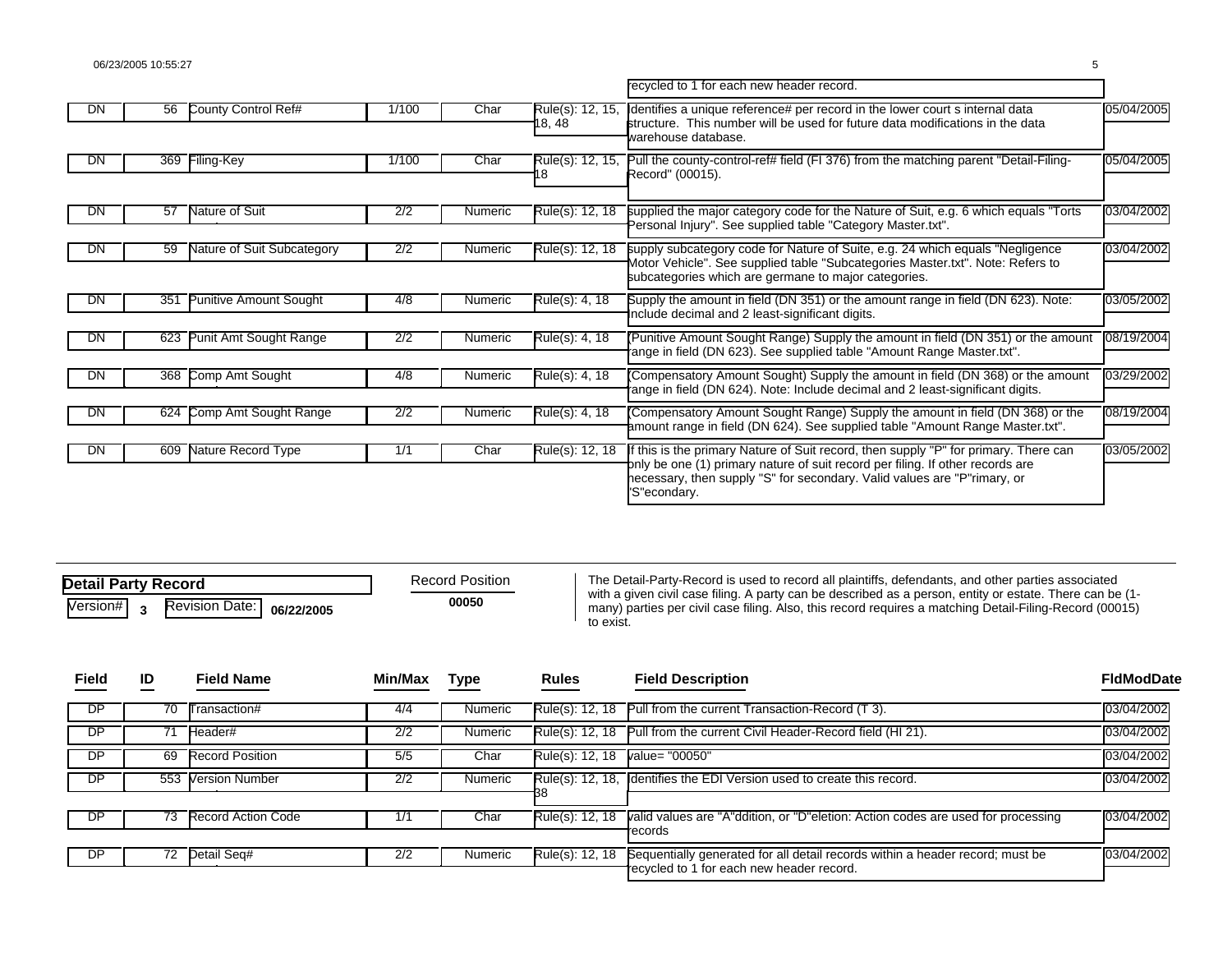| Field | ID | Field Name | Min/Max | Type | Rules | Field Description | FldModDate |
|---|---|---|---|---|---|---|---|
| | | | | | | recycled to 1 for each new header record. | |
| DN | 56 | County Control Ref# | 1/100 | Char | Rule(s): 12, 15, 18, 48 | Identifies a unique reference# per record in the lower court s internal data structure. This number will be used for future data modifications in the data warehouse database. | 05/04/2005 |
| DN | 369 | Filing-Key | 1/100 | Char | Rule(s): 12, 15, 18 | Pull the county-control-ref# field (FI 376) from the matching parent "Detail-Filing-Record" (00015). | 05/04/2005 |
| DN | 57 | Nature of Suit | 2/2 | Numeric | Rule(s): 12, 18 | supplied the major category code for the Nature of Suit, e.g. 6 which equals "Torts Personal Injury". See supplied table "Category Master.txt". | 03/04/2002 |
| DN | 59 | Nature of Suit Subcategory | 2/2 | Numeric | Rule(s): 12, 18 | supply subcategory code for Nature of Suite, e.g. 24 which equals "Negligence Motor Vehicle". See supplied table "Subcategories Master.txt". Note: Refers to subcategories which are germane to major categories. | 03/04/2002 |
| DN | 351 | Punitive Amount Sought | 4/8 | Numeric | Rule(s): 4, 18 | Supply the amount in field (DN 351) or the amount range in field (DN 623). Note: Include decimal and 2 least-significant digits. | 03/05/2002 |
| DN | 623 | Punit Amt Sought Range | 2/2 | Numeric | Rule(s): 4, 18 | (Punitive Amount Sought Range) Supply the amount in field (DN 351) or the amount range in field (DN 623). See supplied table "Amount Range Master.txt". | 08/19/2004 |
| DN | 368 | Comp Amt Sought | 4/8 | Numeric | Rule(s): 4, 18 | (Compensatory Amount Sought) Supply the amount in field (DN 368) or the amount range in field (DN 624). Note: Include decimal and 2 least-significant digits. | 03/29/2002 |
| DN | 624 | Comp Amt Sought Range | 2/2 | Numeric | Rule(s): 4, 18 | (Compensatory Amount Sought Range) Supply the amount in field (DN 368) or the amount range in field (DN 624). See supplied table "Amount Range Master.txt". | 08/19/2004 |
| DN | 609 | Nature Record Type | 1/1 | Char | Rule(s): 12, 18 | If this is the primary Nature of Suit record, then supply "P" for primary. There can only be one (1) primary nature of suit record per filing. If other records are necessary, then supply "S" for secondary. Valid values are "P"rimary, or "S"econdary. | 03/05/2002 |

## Detail Party Record

Version# **3** Revision Date: **06/22/2005**

Record Position **00050**

The Detail-Party-Record is used to record all plaintiffs, defendants, and other parties associated with a given civil case filing. A party can be described as a person, entity or estate. There can be (1-many) parties per civil case filing. Also, this record requires a matching Detail-Filing-Record (00015) to exist.

| Field | ID | Field Name | Min/Max | Type | Rules | Field Description | FldModDate |
|---|---|---|---|---|---|---|---|
| DP | 70 | Transaction# | 4/4 | Numeric | Rule(s): 12, 18 | Pull from the current Transaction-Record (T 3). | 03/04/2002 |
| DP | 71 | Header# | 2/2 | Numeric | Rule(s): 12, 18 | Pull from the current Civil Header-Record field (HI 21). | 03/04/2002 |
| DP | 69 | Record Position | 5/5 | Char | Rule(s): 12, 18 | value= "00050" | 03/04/2002 |
| DP | 553 | Version Number | 2/2 | Numeric | Rule(s): 12, 18, 38 | Identifies the EDI Version used to create this record. | 03/04/2002 |
| DP | 73 | Record Action Code | 1/1 | Char | Rule(s): 12, 18 | valid values are "A"ddition, or "D"eletion: Action codes are used for processing records | 03/04/2002 |
| DP | 72 | Detail Seq# | 2/2 | Numeric | Rule(s): 12, 18 | Sequentially generated for all detail records within a header record; must be recycled to 1 for each new header record. | 03/04/2002 |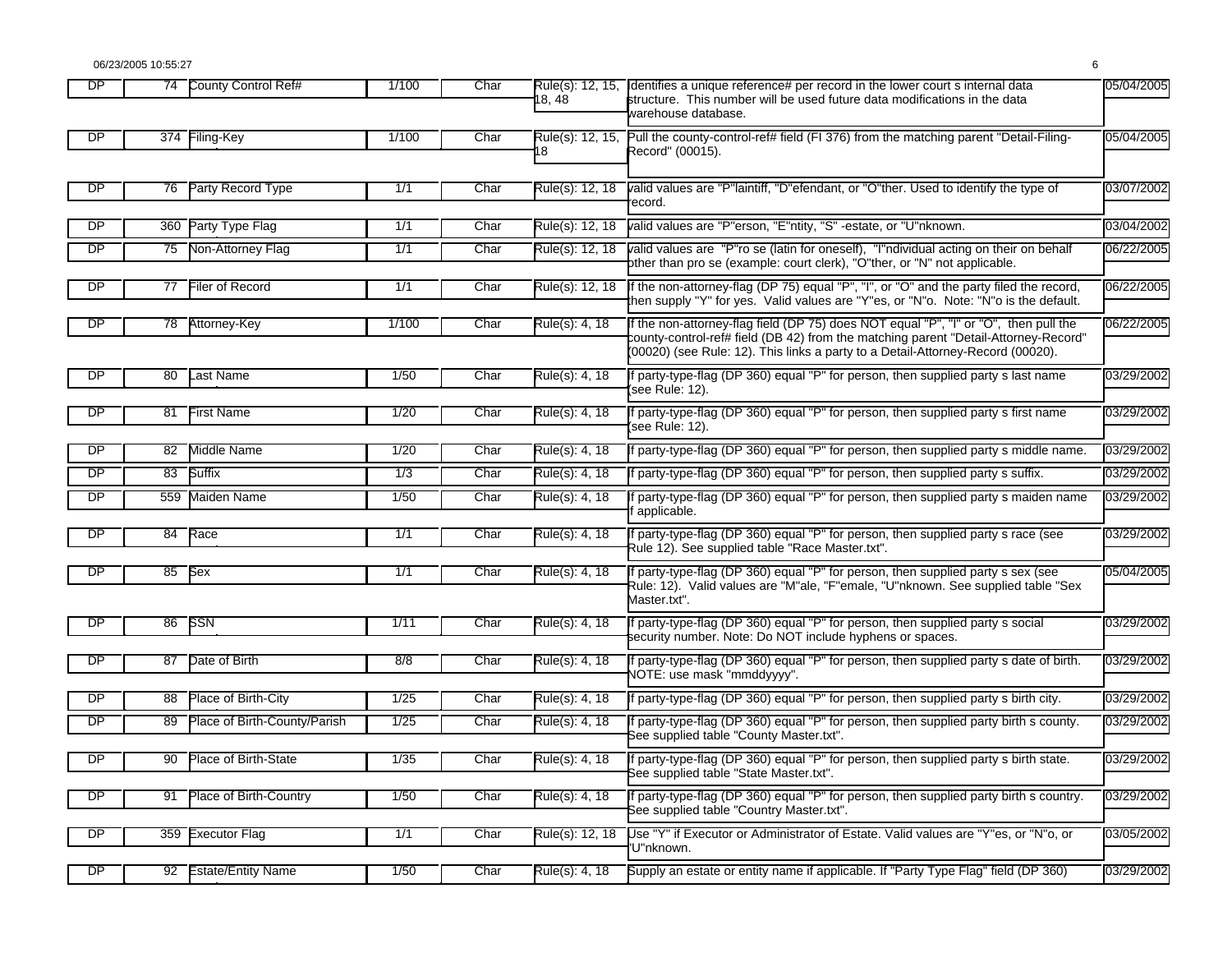| | | | | | | | |
|---|---|---|---|---|---|---|---|
| DP | 74 | County Control Ref# | 1/100 | Char | Rule(s): 12, 15, 18, 48 | Identifies a unique reference# per record in the lower court s internal data structure. This number will be used future data modifications in the data warehouse database. | 05/04/2005 |
| DP | 374 | Filing-Key | 1/100 | Char | Rule(s): 12, 15, 18 | Pull the county-control-ref# field (FI 376) from the matching parent "Detail-Filing-Record" (00015). | 05/04/2005 |
| DP | 76 | Party Record Type | 1/1 | Char | Rule(s): 12, 18 | valid values are "P"laintiff, "D"efendant, or "O"ther. Used to identify the type of record. | 03/07/2002 |
| DP | 360 | Party Type Flag | 1/1 | Char | Rule(s): 12, 18 | valid values are "P"erson, "E"ntity, "S" -estate, or "U"nknown. | 03/04/2002 |
| DP | 75 | Non-Attorney Flag | 1/1 | Char | Rule(s): 12, 18 | valid values are "P"ro se (latin for oneself), "I"ndividual acting on their on behalf other than pro se (example: court clerk), "O"ther, or "N" not applicable. | 06/22/2005 |
| DP | 77 | Filer of Record | 1/1 | Char | Rule(s): 12, 18 | If the non-attorney-flag (DP 75) equal "P", "I", or "O" and the party filed the record, then supply "Y" for yes. Valid values are "Y"es, or "N"o. Note: "N"o is the default. | 06/22/2005 |
| DP | 78 | Attorney-Key | 1/100 | Char | Rule(s): 4, 18 | If the non-attorney-flag field (DP 75) does NOT equal "P", "I" or "O", then pull the county-control-ref# field (DB 42) from the matching parent "Detail-Attorney-Record" (00020) (see Rule: 12). This links a party to a Detail-Attorney-Record (00020). | 06/22/2005 |
| DP | 80 | Last Name | 1/50 | Char | Rule(s): 4, 18 | If party-type-flag (DP 360) equal "P" for person, then supplied party s last name (see Rule: 12). | 03/29/2002 |
| DP | 81 | First Name | 1/20 | Char | Rule(s): 4, 18 | If party-type-flag (DP 360) equal "P" for person, then supplied party s first name (see Rule: 12). | 03/29/2002 |
| DP | 82 | Middle Name | 1/20 | Char | Rule(s): 4, 18 | If party-type-flag (DP 360) equal "P" for person, then supplied party s middle name. | 03/29/2002 |
| DP | 83 | Suffix | 1/3 | Char | Rule(s): 4, 18 | If party-type-flag (DP 360) equal "P" for person, then supplied party s suffix. | 03/29/2002 |
| DP | 559 | Maiden Name | 1/50 | Char | Rule(s): 4, 18 | If party-type-flag (DP 360) equal "P" for person, then supplied party s maiden name if applicable. | 03/29/2002 |
| DP | 84 | Race | 1/1 | Char | Rule(s): 4, 18 | If party-type-flag (DP 360) equal "P" for person, then supplied party s race (see Rule 12). See supplied table "Race Master.txt". | 03/29/2002 |
| DP | 85 | Sex | 1/1 | Char | Rule(s): 4, 18 | If party-type-flag (DP 360) equal "P" for person, then supplied party s sex (see Rule: 12). Valid values are "M"ale, "F"emale, "U"nknown. See supplied table "Sex Master.txt". | 05/04/2005 |
| DP | 86 | SSN | 1/11 | Char | Rule(s): 4, 18 | If party-type-flag (DP 360) equal "P" for person, then supplied party s social security number. Note: Do NOT include hyphens or spaces. | 03/29/2002 |
| DP | 87 | Date of Birth | 8/8 | Char | Rule(s): 4, 18 | If party-type-flag (DP 360) equal "P" for person, then supplied party s date of birth. NOTE: use mask "mmddyyyy". | 03/29/2002 |
| DP | 88 | Place of Birth-City | 1/25 | Char | Rule(s): 4, 18 | If party-type-flag (DP 360) equal "P" for person, then supplied party s birth city. | 03/29/2002 |
| DP | 89 | Place of Birth-County/Parish | 1/25 | Char | Rule(s): 4, 18 | If party-type-flag (DP 360) equal "P" for person, then supplied party birth s county. See supplied table "County Master.txt". | 03/29/2002 |
| DP | 90 | Place of Birth-State | 1/35 | Char | Rule(s): 4, 18 | If party-type-flag (DP 360) equal "P" for person, then supplied party s birth state. See supplied table "State Master.txt". | 03/29/2002 |
| DP | 91 | Place of Birth-Country | 1/50 | Char | Rule(s): 4, 18 | If party-type-flag (DP 360) equal "P" for person, then supplied party birth s country. See supplied table "Country Master.txt". | 03/29/2002 |
| DP | 359 | Executor Flag | 1/1 | Char | Rule(s): 12, 18 | Use "Y" if Executor or Administrator of Estate. Valid values are "Y"es, or "N"o, or "U"nknown. | 03/05/2002 |
| DP | 92 | Estate/Entity Name | 1/50 | Char | Rule(s): 4, 18 | Supply an estate or entity name if applicable. If "Party Type Flag" field (DP 360) | 03/29/2002 |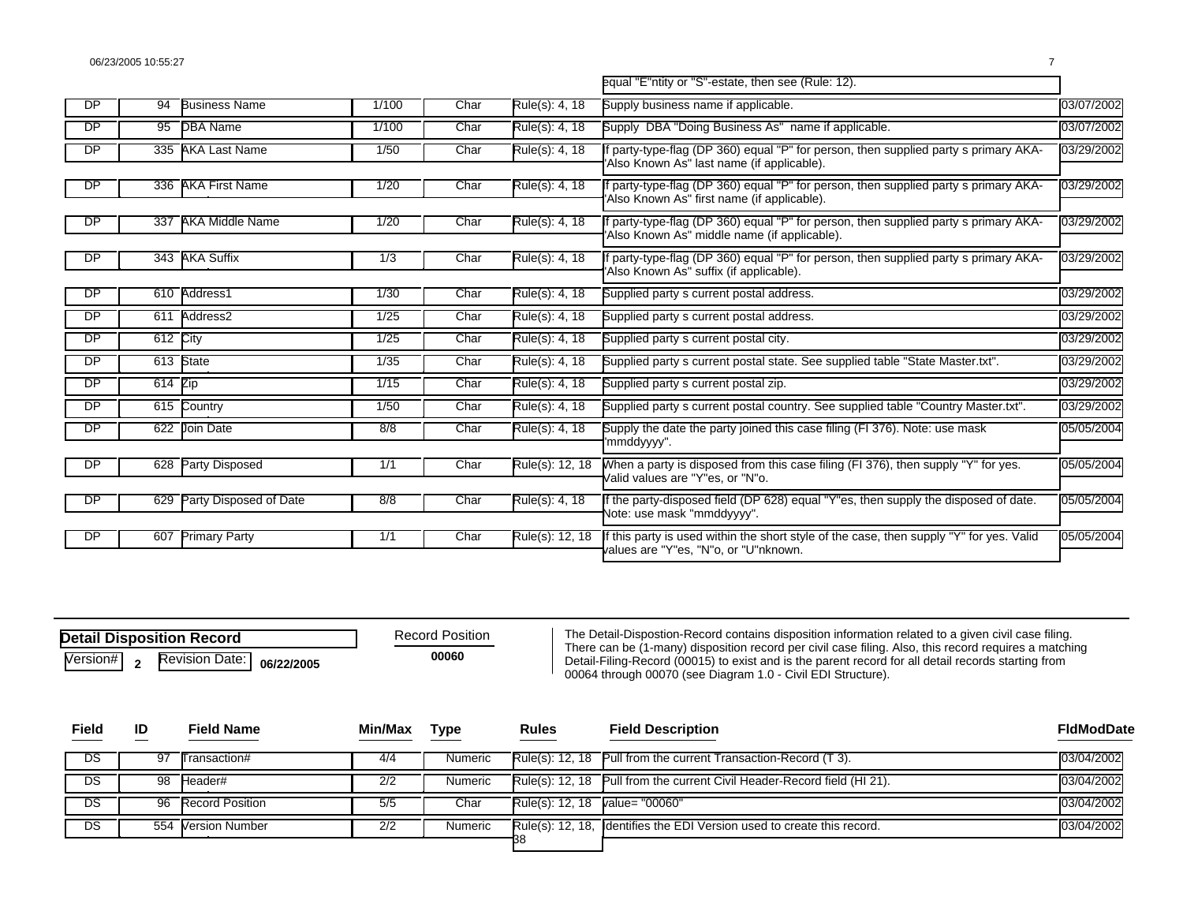| | | | | | | equal "E"ntity or "S"-estate, then see (Rule: 12). | |
|---|---|---|---|---|---|---|---|
| DP | 94 | Business Name | 1/100 | Char | Rule(s): 4, 18 | Supply business name if applicable. | 03/07/2002 |
| DP | 95 | DBA Name | 1/100 | Char | Rule(s): 4, 18 | Supply DBA "Doing Business As" name if applicable. | 03/07/2002 |
| DP | 335 | AKA Last Name | 1/50 | Char | Rule(s): 4, 18 | If party-type-flag (DP 360) equal "P" for person, then supplied party s primary AKA-'Also Known As" last name (if applicable). | 03/29/2002 |
| DP | 336 | AKA First Name | 1/20 | Char | Rule(s): 4, 18 | If party-type-flag (DP 360) equal "P" for person, then supplied party s primary AKA-'Also Known As" first name (if applicable). | 03/29/2002 |
| DP | 337 | AKA Middle Name | 1/20 | Char | Rule(s): 4, 18 | If party-type-flag (DP 360) equal "P" for person, then supplied party s primary AKA-'Also Known As" middle name (if applicable). | 03/29/2002 |
| DP | 343 | AKA Suffix | 1/3 | Char | Rule(s): 4, 18 | If party-type-flag (DP 360) equal "P" for person, then supplied party s primary AKA-'Also Known As" suffix (if applicable). | 03/29/2002 |
| DP | 610 | Address1 | 1/30 | Char | Rule(s): 4, 18 | Supplied party s current postal address. | 03/29/2002 |
| DP | 611 | Address2 | 1/25 | Char | Rule(s): 4, 18 | Supplied party s current postal address. | 03/29/2002 |
| DP | 612 | City | 1/25 | Char | Rule(s): 4, 18 | Supplied party s current postal city. | 03/29/2002 |
| DP | 613 | State | 1/35 | Char | Rule(s): 4, 18 | Supplied party s current postal state. See supplied table "State Master.txt". | 03/29/2002 |
| DP | 614 | Zip | 1/15 | Char | Rule(s): 4, 18 | Supplied party s current postal zip. | 03/29/2002 |
| DP | 615 | Country | 1/50 | Char | Rule(s): 4, 18 | Supplied party s current postal country. See supplied table "Country Master.txt". | 03/29/2002 |
| DP | 622 | Join Date | 8/8 | Char | Rule(s): 4, 18 | Supply the date the party joined this case filing (FI 376). Note: use mask 'mmddyyyy". | 05/05/2004 |
| DP | 628 | Party Disposed | 1/1 | Char | Rule(s): 12, 18 | When a party is disposed from this case filing (FI 376), then supply "Y" for yes. Valid values are "Y"es, or "N"o. | 05/05/2004 |
| DP | 629 | Party Disposed of Date | 8/8 | Char | Rule(s): 4, 18 | If the party-disposed field (DP 628) equal "Y"es, then supply the disposed of date. Note: use mask "mmddyyyy". | 05/05/2004 |
| DP | 607 | Primary Party | 1/1 | Char | Rule(s): 12, 18 | If this party is used within the short style of the case, then supply "Y" for yes. Valid values are "Y"es, "N"o, or "U"nknown. | 05/05/2004 |

## Detail Disposition Record

Version# **2** Revision Date: **06/22/2005**

Record Position **00060**

The Detail-Dispostion-Record contains disposition information related to a given civil case filing. There can be (1-many) disposition record per civil case filing. Also, this record requires a matching Detail-Filing-Record (00015) to exist and is the parent record for all detail records starting from 00064 through 00070 (see Diagram 1.0 - Civil EDI Structure).

| Field | ID | Field Name | Min/Max | Type | Rules | Field Description | FldModDate |
|---|---|---|---|---|---|---|---|
| DS | 97 | Transaction# | 4/4 | Numeric | Rule(s): 12, 18 | Pull from the current Transaction-Record (T 3). | 03/04/2002 |
| DS | 98 | Header# | 2/2 | Numeric | Rule(s): 12, 18 | Pull from the current Civil Header-Record field (HI 21). | 03/04/2002 |
| DS | 96 | Record Position | 5/5 | Char | Rule(s): 12, 18 | value= "00060" | 03/04/2002 |
| DS | 554 | Version Number | 2/2 | Numeric | Rule(s): 12, 18, 38 | Identifies the EDI Version used to create this record. | 03/04/2002 |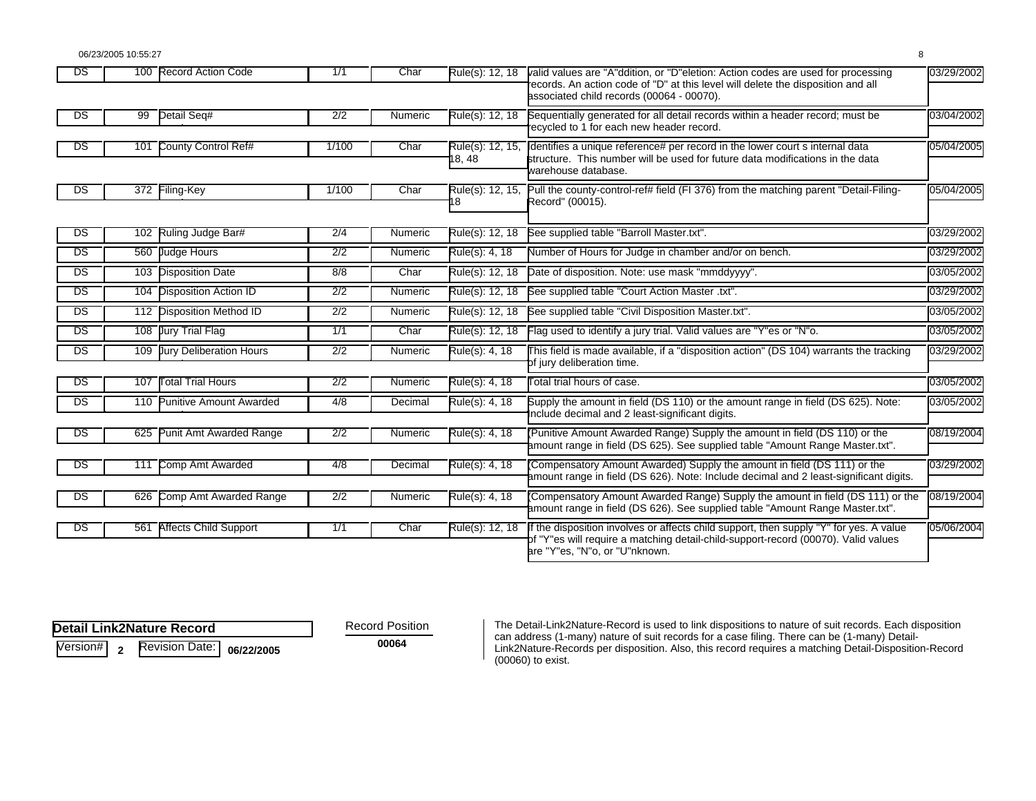| DS | 100 | Record Action Code | 1/1 | Char | Rule(s): 12, 18 | valid values are "A"ddition, or "D"eletion: Action codes are used for processing records. An action code of "D" at this level will delete the disposition and all associated child records (00064 - 00070). | 03/29/2002 |
|---|---|---|---|---|---|---|---|
| DS | 99 | Detail Seq# | 2/2 | Numeric | Rule(s): 12, 18 | Sequentially generated for all detail records within a header record; must be recycled to 1 for each new header record. | 03/04/2002 |
| DS | 101 | County Control Ref# | 1/100 | Char | Rule(s): 12, 15, 18, 48 | Identifies a unique reference# per record in the lower court s internal data structure. This number will be used for future data modifications in the data warehouse database. | 05/04/2005 |
| DS | 372 | Filing-Key | 1/100 | Char | Rule(s): 12, 15, 18 | Pull the county-control-ref# field (FI 376) from the matching parent "Detail-Filing-Record" (00015). | 05/04/2005 |
| DS | 102 | Ruling Judge Bar# | 2/4 | Numeric | Rule(s): 12, 18 | See supplied table "Barroll Master.txt". | 03/29/2002 |
| DS | 560 | Judge Hours | 2/2 | Numeric | Rule(s): 4, 18 | Number of Hours for Judge in chamber and/or on bench. | 03/29/2002 |
| DS | 103 | Disposition Date | 8/8 | Char | Rule(s): 12, 18 | Date of disposition. Note: use mask "mmddyyyy". | 03/05/2002 |
| DS | 104 | Disposition Action ID | 2/2 | Numeric | Rule(s): 12, 18 | See supplied table "Court Action Master .txt". | 03/29/2002 |
| DS | 112 | Disposition Method ID | 2/2 | Numeric | Rule(s): 12, 18 | See supplied table "Civil Disposition Master.txt". | 03/05/2002 |
| DS | 108 | Jury Trial Flag | 1/1 | Char | Rule(s): 12, 18 | Flag used to identify a jury trial. Valid values are "Y"es or "N"o. | 03/05/2002 |
| DS | 109 | Jury Deliberation Hours | 2/2 | Numeric | Rule(s): 4, 18 | This field is made available, if a "disposition action" (DS 104) warrants the tracking of jury deliberation time. | 03/29/2002 |
| DS | 107 | Total Trial Hours | 2/2 | Numeric | Rule(s): 4, 18 | Total trial hours of case. | 03/05/2002 |
| DS | 110 | Punitive Amount Awarded | 4/8 | Decimal | Rule(s): 4, 18 | Supply the amount in field (DS 110) or the amount range in field (DS 625). Note: Include decimal and 2 least-significant digits. | 03/05/2002 |
| DS | 625 | Punit Amt Awarded Range | 2/2 | Numeric | Rule(s): 4, 18 | (Punitive Amount Awarded Range) Supply the amount in field (DS 110) or the amount range in field (DS 625). See supplied table "Amount Range Master.txt". | 08/19/2004 |
| DS | 111 | Comp Amt Awarded | 4/8 | Decimal | Rule(s): 4, 18 | (Compensatory Amount Awarded) Supply the amount in field (DS 111) or the amount range in field (DS 626). Note: Include decimal and 2 least-significant digits. | 03/29/2002 |
| DS | 626 | Comp Amt Awarded Range | 2/2 | Numeric | Rule(s): 4, 18 | (Compensatory Amount Awarded Range) Supply the amount in field (DS 111) or the amount range in field (DS 626). See supplied table "Amount Range Master.txt". | 08/19/2004 |
| DS | 561 | Affects Child Support | 1/1 | Char | Rule(s): 12, 18 | If the disposition involves or affects child support, then supply "Y" for yes. A value of "Y"es will require a matching detail-child-support-record (00070). Valid values are "Y"es, "N"o, or "U"nknown. | 05/06/2004 |

**Detail Link2Nature Record**

Version# **2** Revision Date: **06/22/2005**

Record Position **00064**

The Detail-Link2Nature-Record is used to link dispositions to nature of suit records. Each disposition can address (1-many) nature of suit records for a case filing. There can be (1-many) Detail-Link2Nature-Records per disposition. Also, this record requires a matching Detail-Disposition-Record (00060) to exist.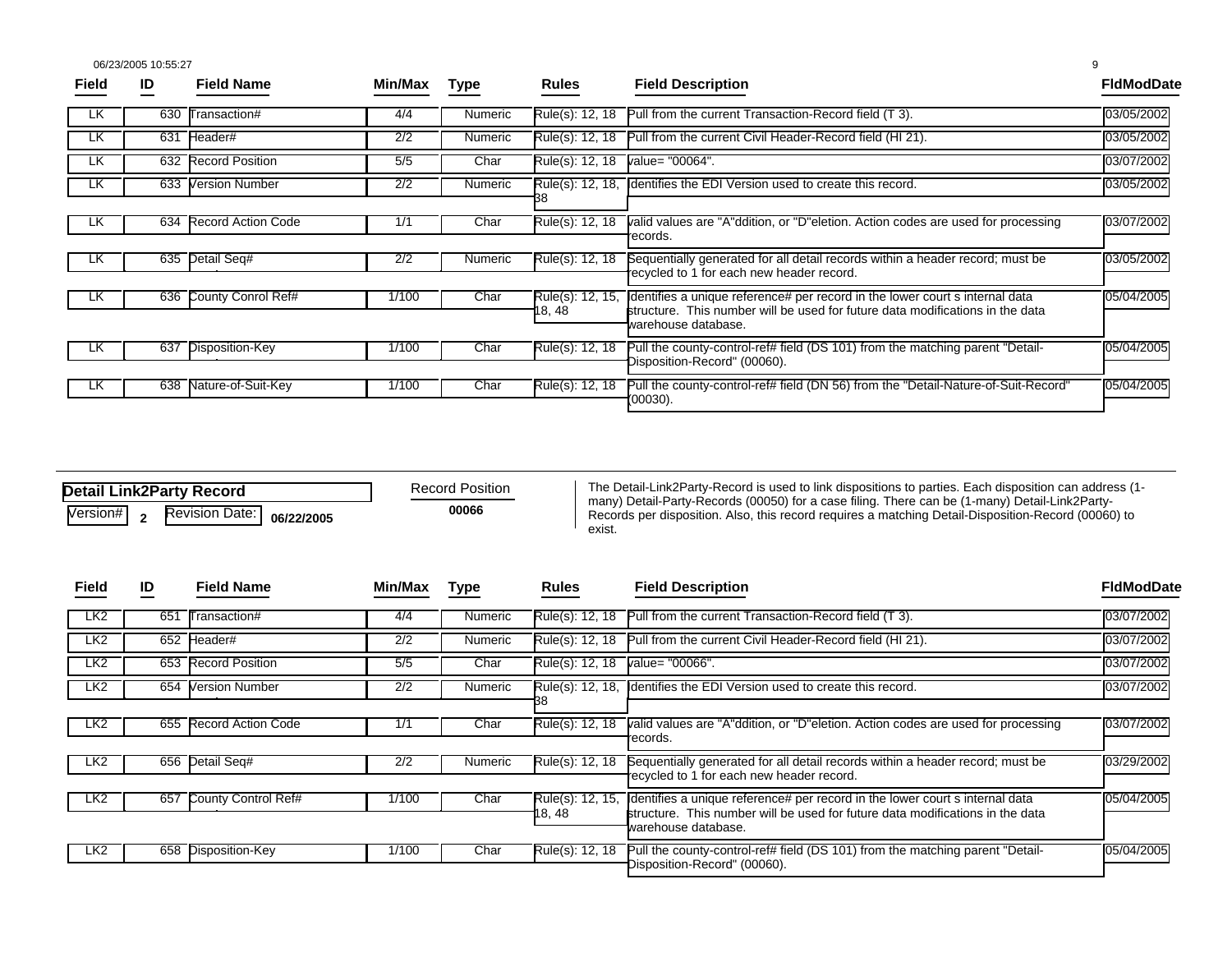| Field | ID | Field Name | Min/Max | Type | Rules | Field Description | FldModDate |
|---|---|---|---|---|---|---|---|
| LK | 630 | Transaction# | 4/4 | Numeric | Rule(s): 12, 18 | Pull from the current Transaction-Record field (T 3). | 03/05/2002 |
| LK | 631 | Header# | 2/2 | Numeric | Rule(s): 12, 18 | Pull from the current Civil Header-Record field (HI 21). | 03/05/2002 |
| LK | 632 | Record Position | 5/5 | Char | Rule(s): 12, 18 | value= "00064". | 03/07/2002 |
| LK | 633 | Version Number | 2/2 | Numeric | Rule(s): 12, 18, 38 | Identifies the EDI Version used to create this record. | 03/05/2002 |
| LK | 634 | Record Action Code | 1/1 | Char | Rule(s): 12, 18 | valid values are "A"ddition, or "D"eletion. Action codes are used for processing records. | 03/07/2002 |
| LK | 635 | Detail Seq# | 2/2 | Numeric | Rule(s): 12, 18 | Sequentially generated for all detail records within a header record; must be recycled to 1 for each new header record. | 03/05/2002 |
| LK | 636 | County Conrol Ref# | 1/100 | Char | Rule(s): 12, 15, 18, 48 | Identifies a unique reference# per record in the lower court s internal data structure. This number will be used for future data modifications in the data warehouse database. | 05/04/2005 |
| LK | 637 | Disposition-Key | 1/100 | Char | Rule(s): 12, 18 | Pull the county-control-ref# field (DS 101) from the matching parent "Detail-Disposition-Record" (00060). | 05/04/2005 |
| LK | 638 | Nature-of-Suit-Key | 1/100 | Char | Rule(s): 12, 18 | Pull the county-control-ref# field (DN 56) from the "Detail-Nature-of-Suit-Record" (00030). | 05/04/2005 |

## Detail Link2Party Record

Version# **2** Revision Date: **06/22/2005**

Record Position **00066**

The Detail-Link2Party-Record is used to link dispositions to parties. Each disposition can address (1-many) Detail-Party-Records (00050) for a case filing. There can be (1-many) Detail-Link2Party-Records per disposition. Also, this record requires a matching Detail-Disposition-Record (00060) to exist.

| Field | ID | Field Name | Min/Max | Type | Rules | Field Description | FldModDate |
|---|---|---|---|---|---|---|---|
| LK2 | 651 | Transaction# | 4/4 | Numeric | Rule(s): 12, 18 | Pull from the current Transaction-Record field (T 3). | 03/07/2002 |
| LK2 | 652 | Header# | 2/2 | Numeric | Rule(s): 12, 18 | Pull from the current Civil Header-Record field (HI 21). | 03/07/2002 |
| LK2 | 653 | Record Position | 5/5 | Char | Rule(s): 12, 18 | value= "00066". | 03/07/2002 |
| LK2 | 654 | Version Number | 2/2 | Numeric | Rule(s): 12, 18, 38 | Identifies the EDI Version used to create this record. | 03/07/2002 |
| LK2 | 655 | Record Action Code | 1/1 | Char | Rule(s): 12, 18 | valid values are "A"ddition, or "D"eletion. Action codes are used for processing records. | 03/07/2002 |
| LK2 | 656 | Detail Seq# | 2/2 | Numeric | Rule(s): 12, 18 | Sequentially generated for all detail records within a header record; must be recycled to 1 for each new header record. | 03/29/2002 |
| LK2 | 657 | County Control Ref# | 1/100 | Char | Rule(s): 12, 15, 18, 48 | Identifies a unique reference# per record in the lower court s internal data structure. This number will be used for future data modifications in the data warehouse database. | 05/04/2005 |
| LK2 | 658 | Disposition-Key | 1/100 | Char | Rule(s): 12, 18 | Pull the county-control-ref# field (DS 101) from the matching parent "Detail-Disposition-Record" (00060). | 05/04/2005 |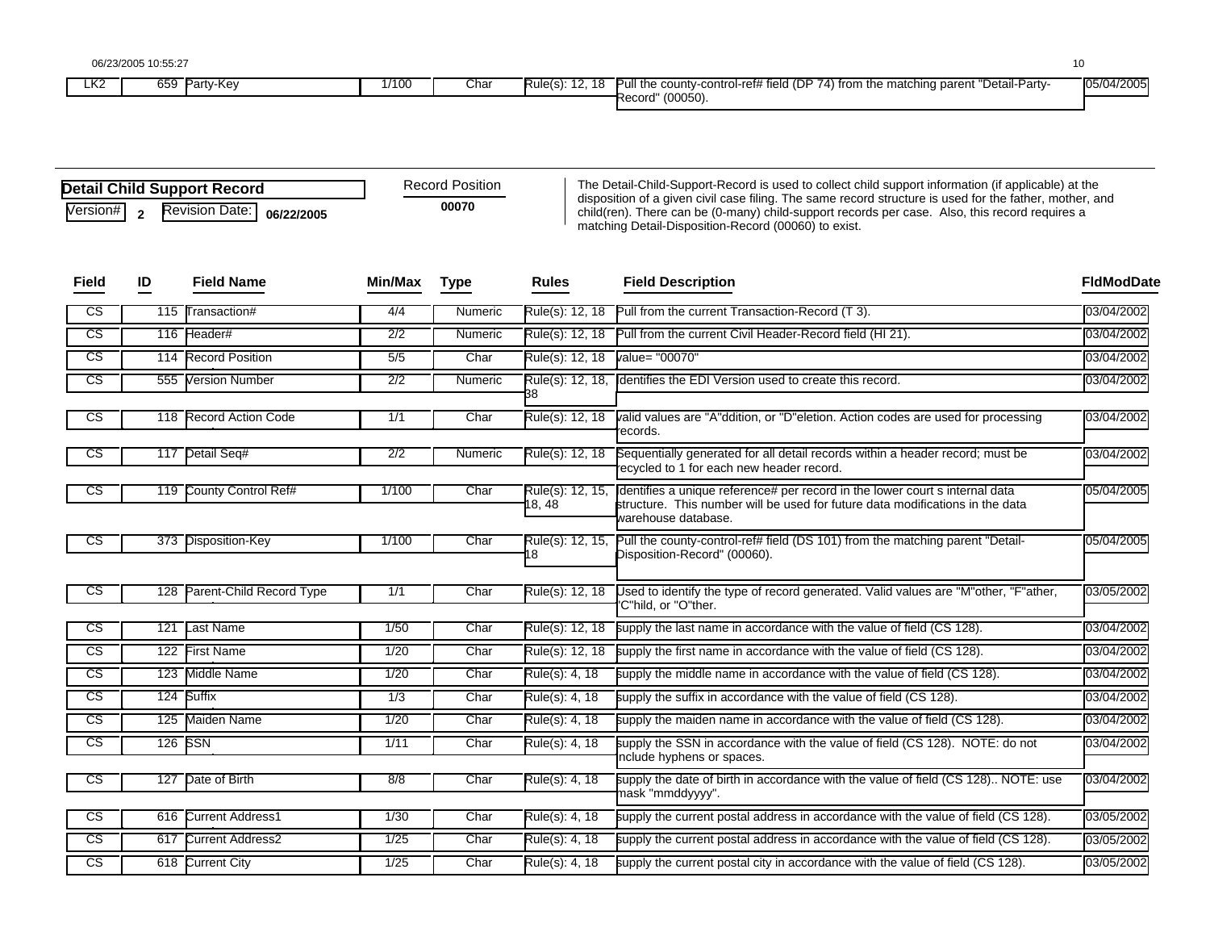| LK2 | 659 | Party-Key | 1/100 | Char | Rule(s): 12, 18 | Pull the county-control-ref# field (DP 74) from the matching parent "Detail-Party-Record" (00050). | 05/04/2005 |
|---|---|---|---|---|---|---|---|

## Detail Child Support Record

Version# **2** Revision Date: **06/22/2005**

Record Position **00070**

The Detail-Child-Support-Record is used to collect child support information (if applicable) at the disposition of a given civil case filing. The same record structure is used for the father, mother, and child(ren). There can be (0-many) child-support records per case. Also, this record requires a matching Detail-Disposition-Record (00060) to exist.

| Field | ID | Field Name | Min/Max | Type | Rules | Field Description | FldModDate |
|---|---|---|---|---|---|---|---|
| CS | 115 | Transaction# | 4/4 | Numeric | Rule(s): 12, 18 | Pull from the current Transaction-Record (T 3). | 03/04/2002 |
| CS | 116 | Header# | 2/2 | Numeric | Rule(s): 12, 18 | Pull from the current Civil Header-Record field (HI 21). | 03/04/2002 |
| CS | 114 | Record Position | 5/5 | Char | Rule(s): 12, 18 | value= "00070" | 03/04/2002 |
| CS | 555 | Version Number | 2/2 | Numeric | Rule(s): 12, 18, 38 | Identifies the EDI Version used to create this record. | 03/04/2002 |
| CS | 118 | Record Action Code | 1/1 | Char | Rule(s): 12, 18 | valid values are "A"ddition, or "D"eletion. Action codes are used for processing records. | 03/04/2002 |
| CS | 117 | Detail Seq# | 2/2 | Numeric | Rule(s): 12, 18 | Sequentially generated for all detail records within a header record; must be recycled to 1 for each new header record. | 03/04/2002 |
| CS | 119 | County Control Ref# | 1/100 | Char | Rule(s): 12, 15, 18, 48 | Identifies a unique reference# per record in the lower court s internal data structure. This number will be used for future data modifications in the data warehouse database. | 05/04/2005 |
| CS | 373 | Disposition-Key | 1/100 | Char | Rule(s): 12, 15, 18 | Pull the county-control-ref# field (DS 101) from the matching parent "Detail-Disposition-Record" (00060). | 05/04/2005 |
| CS | 128 | Parent-Child Record Type | 1/1 | Char | Rule(s): 12, 18 | Used to identify the type of record generated. Valid values are "M"other, "F"ather, "C"hild, or "O"ther. | 03/05/2002 |
| CS | 121 | Last Name | 1/50 | Char | Rule(s): 12, 18 | supply the last name in accordance with the value of field (CS 128). | 03/04/2002 |
| CS | 122 | First Name | 1/20 | Char | Rule(s): 12, 18 | supply the first name in accordance with the value of field (CS 128). | 03/04/2002 |
| CS | 123 | Middle Name | 1/20 | Char | Rule(s): 4, 18 | supply the middle name in accordance with the value of field (CS 128). | 03/04/2002 |
| CS | 124 | Suffix | 1/3 | Char | Rule(s): 4, 18 | supply the suffix in accordance with the value of field (CS 128). | 03/04/2002 |
| CS | 125 | Maiden Name | 1/20 | Char | Rule(s): 4, 18 | supply the maiden name in accordance with the value of field (CS 128). | 03/04/2002 |
| CS | 126 | SSN | 1/11 | Char | Rule(s): 4, 18 | supply the SSN in accordance with the value of field (CS 128). NOTE: do not include hyphens or spaces. | 03/04/2002 |
| CS | 127 | Date of Birth | 8/8 | Char | Rule(s): 4, 18 | supply the date of birth in accordance with the value of field (CS 128).. NOTE: use mask "mmddyyyy". | 03/04/2002 |
| CS | 616 | Current Address1 | 1/30 | Char | Rule(s): 4, 18 | supply the current postal address in accordance with the value of field (CS 128). | 03/05/2002 |
| CS | 617 | Current Address2 | 1/25 | Char | Rule(s): 4, 18 | supply the current postal address in accordance with the value of field (CS 128). | 03/05/2002 |
| CS | 618 | Current City | 1/25 | Char | Rule(s): 4, 18 | supply the current postal city in accordance with the value of field (CS 128). | 03/05/2002 |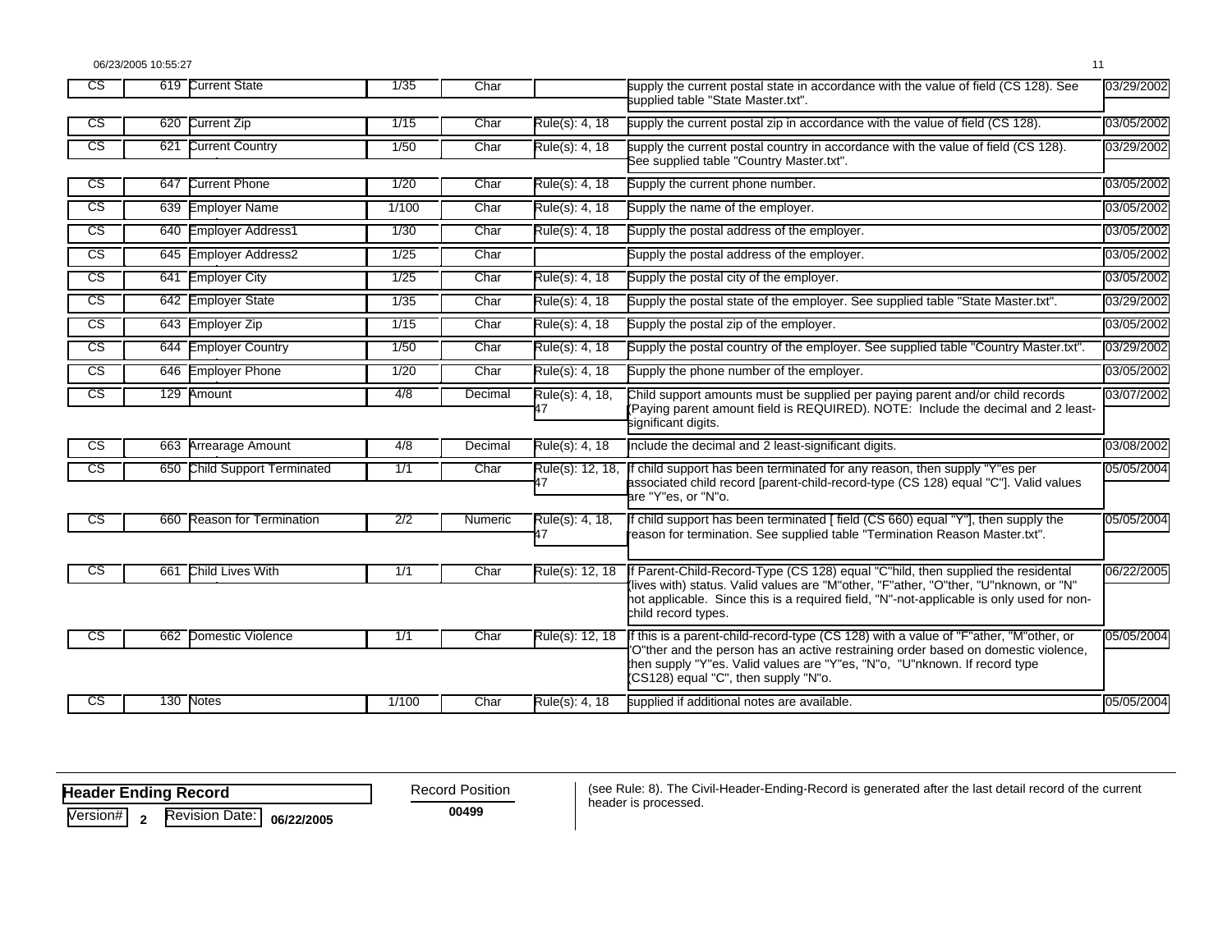| | | | | | | | |
|---|---|---|---|---|---|---|---|
| CS | 619 | Current State | 1/35 | Char | | supply the current postal state in accordance with the value of field (CS 128). See supplied table "State Master.txt". | 03/29/2002 |
| CS | 620 | Current Zip | 1/15 | Char | Rule(s): 4, 18 | supply the current postal zip in accordance with the value of field (CS 128). | 03/05/2002 |
| CS | 621 | Current Country | 1/50 | Char | Rule(s): 4, 18 | supply the current postal country in accordance with the value of field (CS 128). See supplied table "Country Master.txt". | 03/29/2002 |
| CS | 647 | Current Phone | 1/20 | Char | Rule(s): 4, 18 | Supply the current phone number. | 03/05/2002 |
| CS | 639 | Employer Name | 1/100 | Char | Rule(s): 4, 18 | Supply the name of the employer. | 03/05/2002 |
| CS | 640 | Employer Address1 | 1/30 | Char | Rule(s): 4, 18 | Supply the postal address of the employer. | 03/05/2002 |
| CS | 645 | Employer Address2 | 1/25 | Char | | Supply the postal address of the employer. | 03/05/2002 |
| CS | 641 | Employer City | 1/25 | Char | Rule(s): 4, 18 | Supply the postal city of the employer. | 03/05/2002 |
| CS | 642 | Employer State | 1/35 | Char | Rule(s): 4, 18 | Supply the postal state of the employer. See supplied table "State Master.txt". | 03/29/2002 |
| CS | 643 | Employer Zip | 1/15 | Char | Rule(s): 4, 18 | Supply the postal zip of the employer. | 03/05/2002 |
| CS | 644 | Employer Country | 1/50 | Char | Rule(s): 4, 18 | Supply the postal country of the employer. See supplied table "Country Master.txt". | 03/29/2002 |
| CS | 646 | Employer Phone | 1/20 | Char | Rule(s): 4, 18 | Supply the phone number of the employer. | 03/05/2002 |
| CS | 129 | Amount | 4/8 | Decimal | Rule(s): 4, 18, 47 | Child support amounts must be supplied per paying parent and/or child records (Paying parent amount field is REQUIRED). NOTE: Include the decimal and 2 least-significant digits. | 03/07/2002 |
| CS | 663 | Arrearage Amount | 4/8 | Decimal | Rule(s): 4, 18 | Include the decimal and 2 least-significant digits. | 03/08/2002 |
| CS | 650 | Child Support Terminated | 1/1 | Char | Rule(s): 12, 18, 47 | If child support has been terminated for any reason, then supply "Y"es per associated child record [parent-child-record-type (CS 128) equal "C"]. Valid values are "Y"es, or "N"o. | 05/05/2004 |
| CS | 660 | Reason for Termination | 2/2 | Numeric | Rule(s): 4, 18, 47 | If child support has been terminated [ field (CS 660) equal "Y"], then supply the reason for termination. See supplied table "Termination Reason Master.txt". | 05/05/2004 |
| CS | 661 | Child Lives With | 1/1 | Char | Rule(s): 12, 18 | If Parent-Child-Record-Type (CS 128) equal "C"hild, then supplied the residental (lives with) status. Valid values are "M"other, "F"ather, "O"ther, "U"nknown, or "N" not applicable. Since this is a required field, "N"-not-applicable is only used for non-child record types. | 06/22/2005 |
| CS | 662 | Domestic Violence | 1/1 | Char | Rule(s): 12, 18 | If this is a parent-child-record-type (CS 128) with a value of "F"ather, "M"other, or "O"ther and the person has an active restraining order based on domestic violence, then supply "Y"es. Valid values are "Y"es, "N"o, "U"nknown. If record type (CS128) equal "C", then supply "N"o. | 05/05/2004 |
| CS | 130 | Notes | 1/100 | Char | Rule(s): 4, 18 | supplied if additional notes are available. | 05/05/2004 |

**Header Ending Record**

Version# **2** Revision Date: **06/22/2005**

Record Position **00499**

(see Rule: 8). The Civil-Header-Ending-Record is generated after the last detail record of the current header is processed.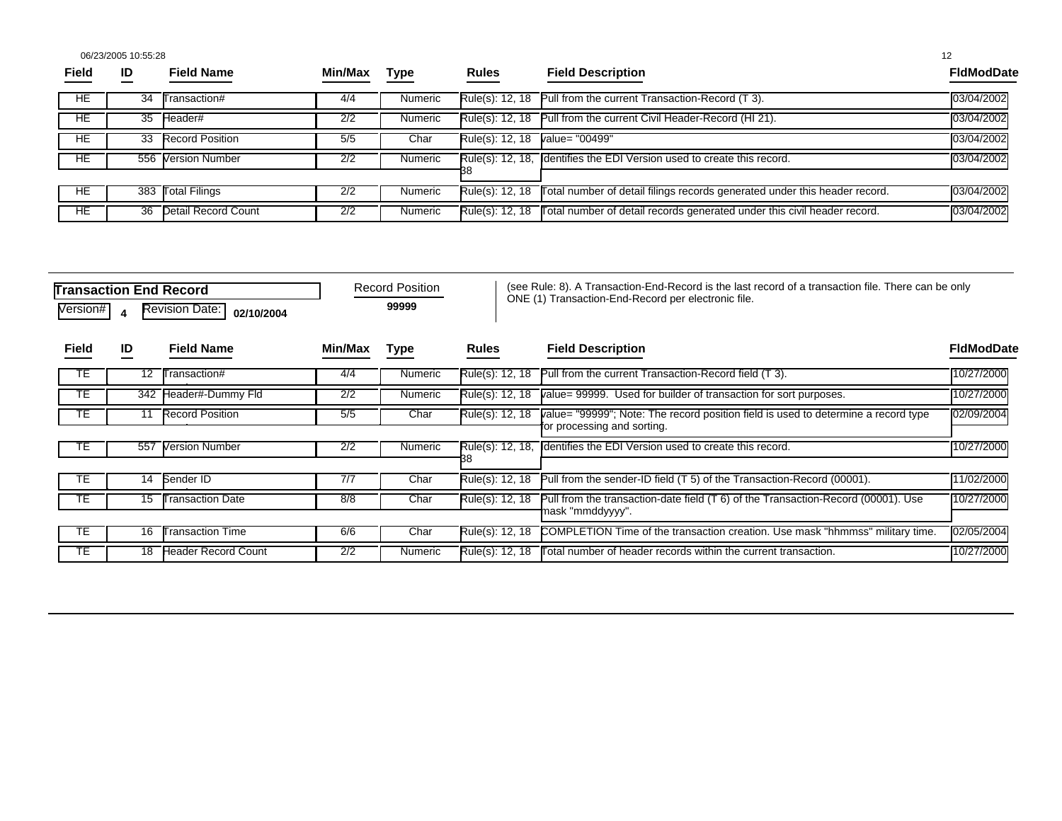| Field | ID | Field Name | Min/Max | Type | Rules | Field Description | FldModDate |
|---|---|---|---|---|---|---|---|
| HE | 34 | Transaction# | 4/4 | Numeric | Rule(s): 12, 18 | Pull from the current Transaction-Record (T 3). | 03/04/2002 |
| HE | 35 | Header# | 2/2 | Numeric | Rule(s): 12, 18 | Pull from the current Civil Header-Record (HI 21). | 03/04/2002 |
| HE | 33 | Record Position | 5/5 | Char | Rule(s): 12, 18 | value= "00499" | 03/04/2002 |
| HE | 556 | Version Number | 2/2 | Numeric | Rule(s): 12, 18, 38 | Identifies the EDI Version used to create this record. | 03/04/2002 |
| HE | 383 | Total Filings | 2/2 | Numeric | Rule(s): 12, 18 | Total number of detail filings records generated under this header record. | 03/04/2002 |
| HE | 36 | Detail Record Count | 2/2 | Numeric | Rule(s): 12, 18 | Total number of detail records generated under this civil header record. | 03/04/2002 |

## Transaction End Record

Version# **4** Revision Date: **02/10/2004**

Record Position **99999**

(see Rule: 8). A Transaction-End-Record is the last record of a transaction file. There can be only ONE (1) Transaction-End-Record per electronic file.

| Field | ID | Field Name | Min/Max | Type | Rules | Field Description | FldModDate |
|---|---|---|---|---|---|---|---|
| TE | 12 | Transaction# | 4/4 | Numeric | Rule(s): 12, 18 | Pull from the current Transaction-Record field (T 3). | 10/27/2000 |
| TE | 342 | Header#-Dummy Fld | 2/2 | Numeric | Rule(s): 12, 18 | value= 99999. Used for builder of transaction for sort purposes. | 10/27/2000 |
| TE | 11 | Record Position | 5/5 | Char | Rule(s): 12, 18 | value= "99999"; Note: The record position field is used to determine a record type for processing and sorting. | 02/09/2004 |
| TE | 557 | Version Number | 2/2 | Numeric | Rule(s): 12, 18, 38 | Identifies the EDI Version used to create this record. | 10/27/2000 |
| TE | 14 | Sender ID | 7/7 | Char | Rule(s): 12, 18 | Pull from the sender-ID field (T 5) of the Transaction-Record (00001). | 11/02/2000 |
| TE | 15 | Transaction Date | 8/8 | Char | Rule(s): 12, 18 | Pull from the transaction-date field (T 6) of the Transaction-Record (00001). Use mask "mmddyyyy". | 10/27/2000 |
| TE | 16 | Transaction Time | 6/6 | Char | Rule(s): 12, 18 | COMPLETION Time of the transaction creation. Use mask "hhmmss" military time. | 02/05/2004 |
| TE | 18 | Header Record Count | 2/2 | Numeric | Rule(s): 12, 18 | Total number of header records within the current transaction. | 10/27/2000 |